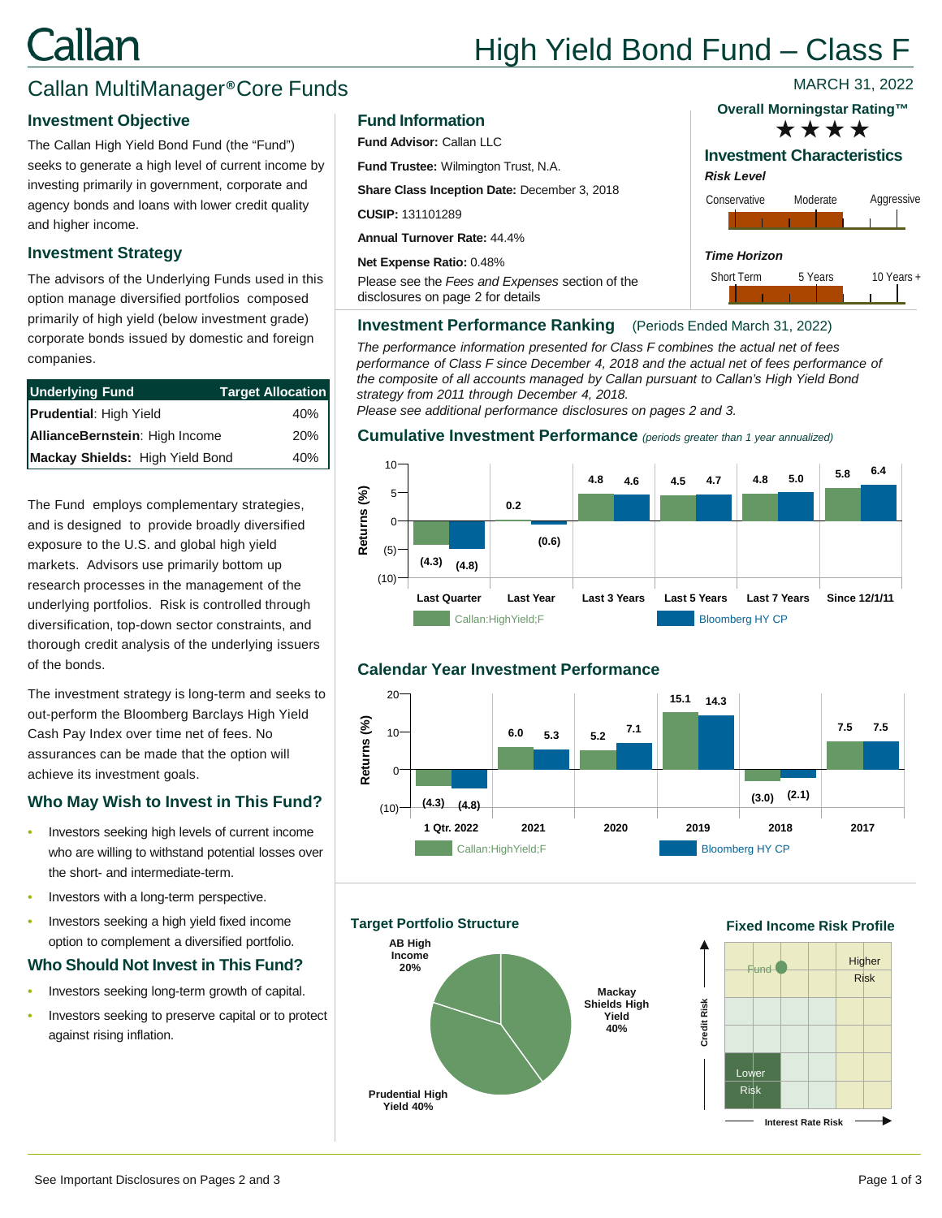# High Yield Bond Fund – Class F

## Callan MultiManager® Core Funds

MARCH 31, 2022

### Investment Objective

The Callan High Yield Bond Fund (the "Fund") seeks to generate a high level of current income by investing primarily in government, corporate and agency bonds and loans with lower credit quality and higher income.

### Investment Strategy

The advisors of the Underlying Funds used in this option manage diversified portfolios composed primarily of high yield (below investment grade) corporate bonds issued by domestic and foreign companies.

| Underlying Fund | Target Allocation |
| --- | --- |
| **Prudential**: High Yield | 40% |
| **AllianceBernstein**: High Income | 20% |
| **Mackay Shields:** High Yield Bond | 40% |

The Fund employs complementary strategies, and is designed to provide broadly diversified exposure to the U.S. and global high yield markets. Advisors use primarily bottom up research processes in the management of the underlying portfolios. Risk is controlled through diversification, top-down sector constraints, and thorough credit analysis of the underlying issuers of the bonds.

The investment strategy is long-term and seeks to out-perform the Bloomberg Barclays High Yield Cash Pay Index over time net of fees. No assurances can be made that the option will achieve its investment goals.

### Who May Wish to Invest in This Fund?

- Investors seeking high levels of current income who are willing to withstand potential losses over the short- and intermediate-term.
- Investors with a long-term perspective.
- Investors seeking a high yield fixed income option to complement a diversified portfolio.

### Who Should Not Invest in This Fund?

- Investors seeking long-term growth of capital.
- Investors seeking to preserve capital or to protect against rising inflation.

### Fund Information

**Fund Advisor:** Callan LLC

**Fund Trustee:** Wilmington Trust, N.A.

**Share Class Inception Date:** December 3, 2018

**CUSIP:** 131101289

**Annual Turnover Rate:** 44.4%

**Net Expense Ratio:** 0.48%

Please see the *Fees and Expenses* section of the disclosures on page 2 for details

### Overall Morningstar Rating™

★★★★

### Investment Characteristics

***Risk Level***

Conservative — Moderate — Aggressive

***Time Horizon***

Short Term — 5 Years — 10 Years +

### Investment Performance Ranking (Periods Ended March 31, 2022)

*The performance information presented for Class F combines the actual net of fees performance of Class F since December 4, 2018 and the actual net of fees performance of the composite of all accounts managed by Callan pursuant to Callan's High Yield Bond strategy from 2011 through December 4, 2018.*

*Please see additional performance disclosures on pages 2 and 3.*

### Cumulative Investment Performance *(periods greater than 1 year annualized)*

| Returns (%) | Last Quarter | Last Year | Last 3 Years | Last 5 Years | Last 7 Years | Since 12/1/11 |
| --- | --- | --- | --- | --- | --- | --- |
| Callan:HighYield;F | (4.3) | 0.2 | 4.8 | 4.5 | 4.8 | 5.8 |
| Bloomberg HY CP | (4.8) | (0.6) | 4.6 | 4.7 | 5.0 | 6.4 |

### Calendar Year Investment Performance

| Returns (%) | 1 Qtr. 2022 | 2021 | 2020 | 2019 | 2018 | 2017 |
| --- | --- | --- | --- | --- | --- | --- |
| Callan:HighYield;F | (4.3) | 6.0 | 5.2 | 15.1 | (3.0) | 7.5 |
| Bloomberg HY CP | (4.8) | 5.3 | 7.1 | 14.3 | (2.1) | 7.5 |

### Target Portfolio Structure

- AB High Income 20%
- Mackay Shields High Yield 40%
- Prudential High Yield 40%

### Fixed Income Risk Profile

Credit Risk / Interest Rate Risk — Fund; Higher Risk; Lower Risk

See Important Disclosures on Pages 2 and 3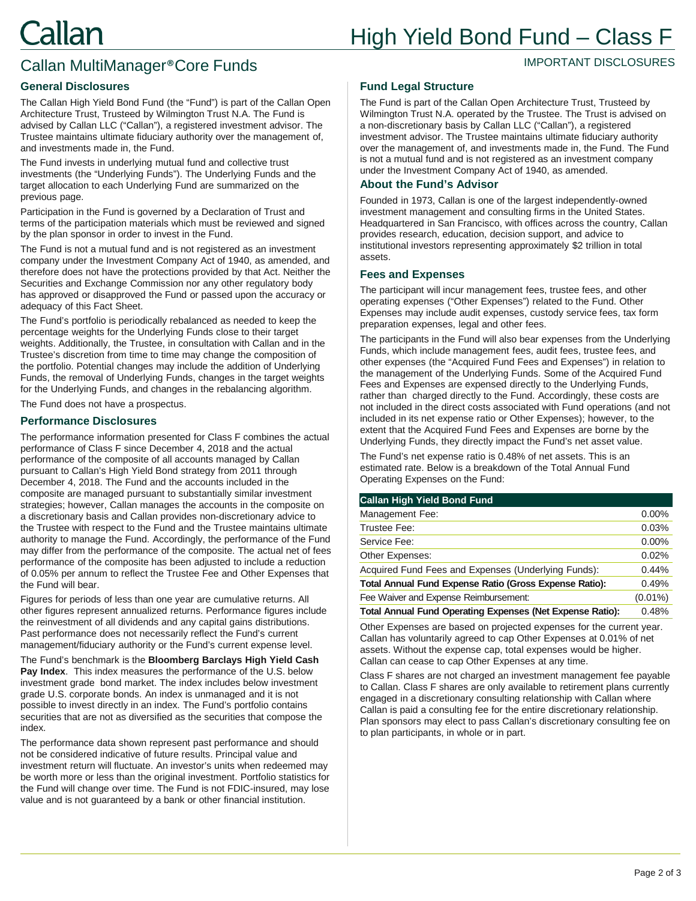# High Yield Bond Fund – Class F

## Callan MultiManager® Core Funds

IMPORTANT DISCLOSURES

### General Disclosures

The Callan High Yield Bond Fund (the "Fund") is part of the Callan Open Architecture Trust, Trusteed by Wilmington Trust N.A. The Fund is advised by Callan LLC ("Callan"), a registered investment advisor. The Trustee maintains ultimate fiduciary authority over the management of, and investments made in, the Fund.

The Fund invests in underlying mutual fund and collective trust investments (the "Underlying Funds"). The Underlying Funds and the target allocation to each Underlying Fund are summarized on the previous page.

Participation in the Fund is governed by a Declaration of Trust and terms of the participation materials which must be reviewed and signed by the plan sponsor in order to invest in the Fund.

The Fund is not a mutual fund and is not registered as an investment company under the Investment Company Act of 1940, as amended, and therefore does not have the protections provided by that Act. Neither the Securities and Exchange Commission nor any other regulatory body has approved or disapproved the Fund or passed upon the accuracy or adequacy of this Fact Sheet.

The Fund's portfolio is periodically rebalanced as needed to keep the percentage weights for the Underlying Funds close to their target weights. Additionally, the Trustee, in consultation with Callan and in the Trustee's discretion from time to time may change the composition of the portfolio. Potential changes may include the addition of Underlying Funds, the removal of Underlying Funds, changes in the target weights for the Underlying Funds, and changes in the rebalancing algorithm.

The Fund does not have a prospectus.

### Performance Disclosures

The performance information presented for Class F combines the actual performance of Class F since December 4, 2018 and the actual performance of the composite of all accounts managed by Callan pursuant to Callan's High Yield Bond strategy from 2011 through December 4, 2018. The Fund and the accounts included in the composite are managed pursuant to substantially similar investment strategies; however, Callan manages the accounts in the composite on a discretionary basis and Callan provides non-discretionary advice to the Trustee with respect to the Fund and the Trustee maintains ultimate authority to manage the Fund. Accordingly, the performance of the Fund may differ from the performance of the composite. The actual net of fees performance of the composite has been adjusted to include a reduction of 0.05% per annum to reflect the Trustee Fee and Other Expenses that the Fund will bear.

Figures for periods of less than one year are cumulative returns. All other figures represent annualized returns. Performance figures include the reinvestment of all dividends and any capital gains distributions. Past performance does not necessarily reflect the Fund's current management/fiduciary authority or the Fund's current expense level.

The Fund's benchmark is the **Bloomberg Barclays High Yield Cash Pay Index**. This index measures the performance of the U.S. below investment grade bond market. The index includes below investment grade U.S. corporate bonds. An index is unmanaged and it is not possible to invest directly in an index. The Fund's portfolio contains securities that are not as diversified as the securities that compose the index.

The performance data shown represent past performance and should not be considered indicative of future results. Principal value and investment return will fluctuate. An investor's units when redeemed may be worth more or less than the original investment. Portfolio statistics for the Fund will change over time. The Fund is not FDIC-insured, may lose value and is not guaranteed by a bank or other financial institution.

### Fund Legal Structure

The Fund is part of the Callan Open Architecture Trust, Trusteed by Wilmington Trust N.A. operated by the Trustee. The Trust is advised on a non-discretionary basis by Callan LLC ("Callan"), a registered investment advisor. The Trustee maintains ultimate fiduciary authority over the management of, and investments made in, the Fund. The Fund is not a mutual fund and is not registered as an investment company under the Investment Company Act of 1940, as amended.

### About the Fund's Advisor

Founded in 1973, Callan is one of the largest independently-owned investment management and consulting firms in the United States. Headquartered in San Francisco, with offices across the country, Callan provides research, education, decision support, and advice to institutional investors representing approximately $2 trillion in total assets.

### Fees and Expenses

The participant will incur management fees, trustee fees, and other operating expenses ("Other Expenses") related to the Fund. Other Expenses may include audit expenses, custody service fees, tax form preparation expenses, legal and other fees.

The participants in the Fund will also bear expenses from the Underlying Funds, which include management fees, audit fees, trustee fees, and other expenses (the "Acquired Fund Fees and Expenses") in relation to the management of the Underlying Funds. Some of the Acquired Fund Fees and Expenses are expensed directly to the Underlying Funds, rather than charged directly to the Fund. Accordingly, these costs are not included in the direct costs associated with Fund operations (and not included in its net expense ratio or Other Expenses); however, to the extent that the Acquired Fund Fees and Expenses are borne by the Underlying Funds, they directly impact the Fund's net asset value.

The Fund's net expense ratio is 0.48% of net assets. This is an estimated rate. Below is a breakdown of the Total Annual Fund Operating Expenses on the Fund:

| Callan High Yield Bond Fund | |
|---|---|
| Management Fee: | 0.00% |
| Trustee Fee: | 0.03% |
| Service Fee: | 0.00% |
| Other Expenses: | 0.02% |
| Acquired Fund Fees and Expenses (Underlying Funds): | 0.44% |
| **Total Annual Fund Expense Ratio (Gross Expense Ratio):** | 0.49% |
| Fee Waiver and Expense Reimbursement: | (0.01%) |
| **Total Annual Fund Operating Expenses (Net Expense Ratio):** | 0.48% |

Other Expenses are based on projected expenses for the current year. Callan has voluntarily agreed to cap Other Expenses at 0.01% of net assets. Without the expense cap, total expenses would be higher. Callan can cease to cap Other Expenses at any time.

Class F shares are not charged an investment management fee payable to Callan. Class F shares are only available to retirement plans currently engaged in a discretionary consulting relationship with Callan where Callan is paid a consulting fee for the entire discretionary relationship. Plan sponsors may elect to pass Callan's discretionary consulting fee on to plan participants, in whole or in part.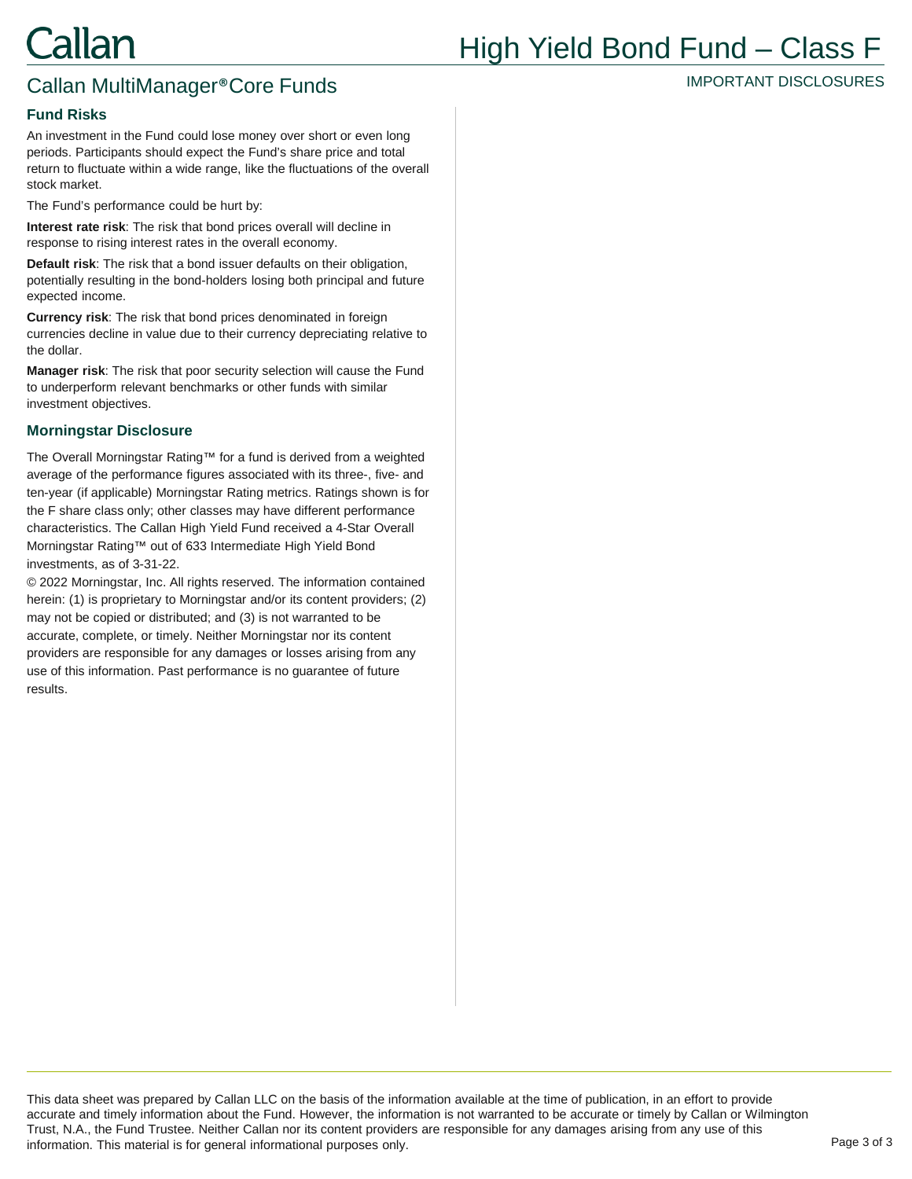# High Yield Bond Fund – Class F

## Callan MultiManager® Core Funds

IMPORTANT DISCLOSURES

### Fund Risks

An investment in the Fund could lose money over short or even long periods. Participants should expect the Fund's share price and total return to fluctuate within a wide range, like the fluctuations of the overall stock market.

The Fund's performance could be hurt by:

**Interest rate risk**: The risk that bond prices overall will decline in response to rising interest rates in the overall economy.

**Default risk**: The risk that a bond issuer defaults on their obligation, potentially resulting in the bond-holders losing both principal and future expected income.

**Currency risk**: The risk that bond prices denominated in foreign currencies decline in value due to their currency depreciating relative to the dollar.

**Manager risk**: The risk that poor security selection will cause the Fund to underperform relevant benchmarks or other funds with similar investment objectives.

### Morningstar Disclosure

The Overall Morningstar Rating™ for a fund is derived from a weighted average of the performance figures associated with its three-, five- and ten-year (if applicable) Morningstar Rating metrics. Ratings shown is for the F share class only; other classes may have different performance characteristics. The Callan High Yield Fund received a 4-Star Overall Morningstar Rating™ out of 633 Intermediate High Yield Bond investments, as of 3-31-22.

© 2022 Morningstar, Inc. All rights reserved. The information contained herein: (1) is proprietary to Morningstar and/or its content providers; (2) may not be copied or distributed; and (3) is not warranted to be accurate, complete, or timely. Neither Morningstar nor its content providers are responsible for any damages or losses arising from any use of this information. Past performance is no guarantee of future results.

This data sheet was prepared by Callan LLC on the basis of the information available at the time of publication, in an effort to provide accurate and timely information about the Fund. However, the information is not warranted to be accurate or timely by Callan or Wilmington Trust, N.A., the Fund Trustee. Neither Callan nor its content providers are responsible for any damages arising from any use of this information. This material is for general informational purposes only.